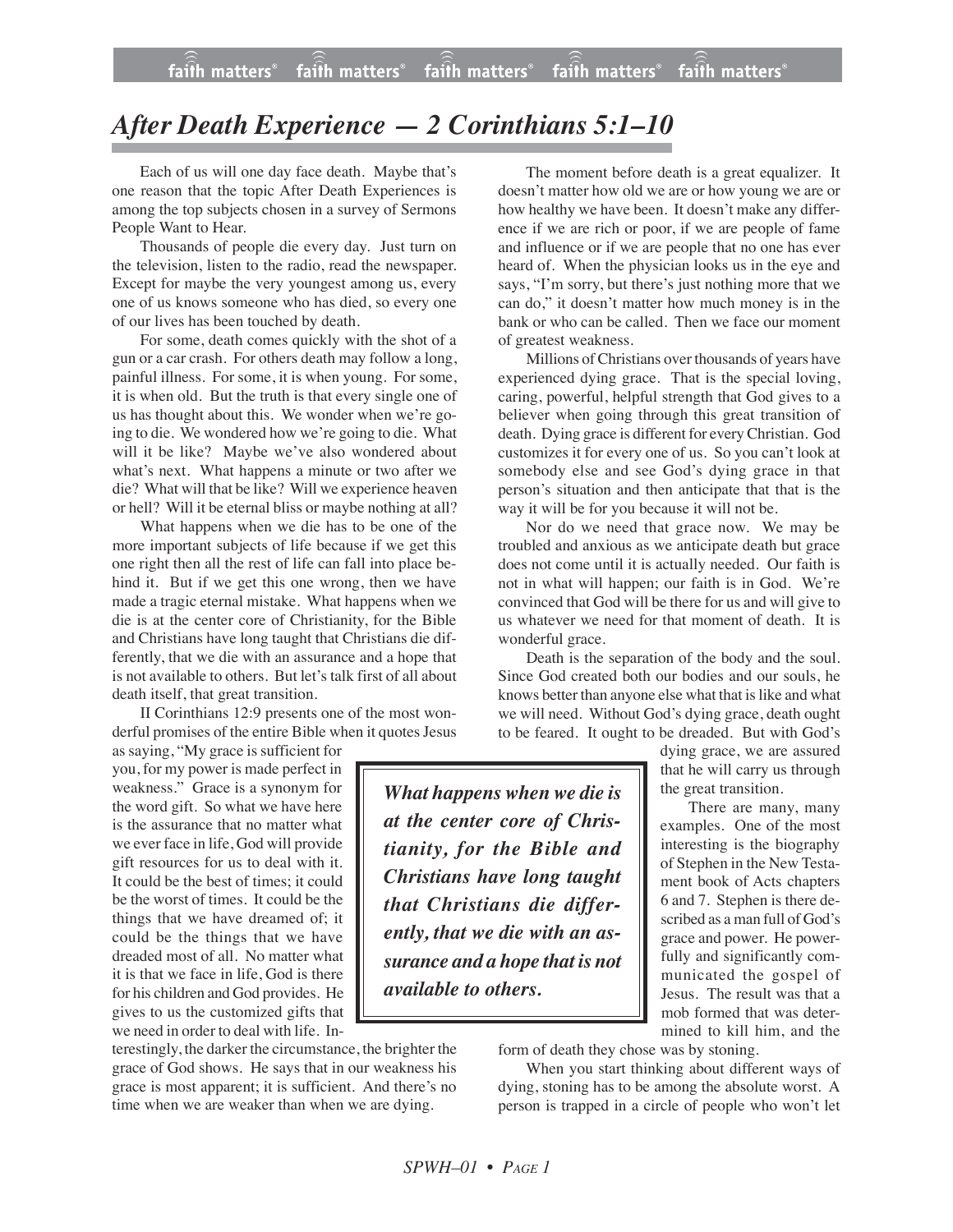# *After Death Experience — 2 Corinthians 5:1–10*

Each of us will one day face death. Maybe that's one reason that the topic After Death Experiences is among the top subjects chosen in a survey of Sermons People Want to Hear.

Thousands of people die every day. Just turn on the television, listen to the radio, read the newspaper. Except for maybe the very youngest among us, every one of us knows someone who has died, so every one of our lives has been touched by death.

For some, death comes quickly with the shot of a gun or a car crash. For others death may follow a long, painful illness. For some, it is when young. For some, it is when old. But the truth is that every single one of us has thought about this. We wonder when we're going to die. We wondered how we're going to die. What will it be like? Maybe we've also wondered about what's next. What happens a minute or two after we die? What will that be like? Will we experience heaven or hell? Will it be eternal bliss or maybe nothing at all?

What happens when we die has to be one of the more important subjects of life because if we get this one right then all the rest of life can fall into place behind it. But if we get this one wrong, then we have made a tragic eternal mistake. What happens when we die is at the center core of Christianity, for the Bible and Christians have long taught that Christians die differently, that we die with an assurance and a hope that is not available to others. But let's talk first of all about death itself, that great transition.

II Corinthians 12:9 presents one of the most wonderful promises of the entire Bible when it quotes Jesus as saying, "My grace is sufficient for you, for my power is made perfect in weakness." Grace is a synonym for the word gift. So what we have here is the assurance that no matter what we ever face in life, God will provide gift resources for us to deal with it. It could be the best of times; it could be the worst of times. It could be the things that we have dreamed of; it could be the things that we have dreaded most of all. No matter what it is that we face in life, God is there for his children and God provides. He gives to us the customized gifts that we need in order to deal with life. Interestingly, the darker the circumstance, the brighter the grace of God shows. He says that in our weakness his grace is most apparent; it is sufficient. And there's no time when we are weaker than when we are dying.

> ***What happens when we die is at the center core of Christianity, for the Bible and Christians have long taught that Christians die differently, that we die with an assurance and a hope that is not available to others.***

The moment before death is a great equalizer. It doesn't matter how old we are or how young we are or how healthy we have been. It doesn't make any difference if we are rich or poor, if we are people of fame and influence or if we are people that no one has ever heard of. When the physician looks us in the eye and says, "I'm sorry, but there's just nothing more that we can do," it doesn't matter how much money is in the bank or who can be called. Then we face our moment of greatest weakness.

Millions of Christians over thousands of years have experienced dying grace. That is the special loving, caring, powerful, helpful strength that God gives to a believer when going through this great transition of death. Dying grace is different for every Christian. God customizes it for every one of us. So you can't look at somebody else and see God's dying grace in that person's situation and then anticipate that that is the way it will be for you because it will not be.

Nor do we need that grace now. We may be troubled and anxious as we anticipate death but grace does not come until it is actually needed. Our faith is not in what will happen; our faith is in God. We're convinced that God will be there for us and will give to us whatever we need for that moment of death. It is wonderful grace.

Death is the separation of the body and the soul. Since God created both our bodies and our souls, he knows better than anyone else what that is like and what we will need. Without God's dying grace, death ought to be feared. It ought to be dreaded. But with God's dying grace, we are assured that he will carry us through the great transition.

There are many, many examples. One of the most interesting is the biography of Stephen in the New Testament book of Acts chapters 6 and 7. Stephen is there described as a man full of God's grace and power. He powerfully and significantly communicated the gospel of Jesus. The result was that a mob formed that was determined to kill him, and the form of death they chose was by stoning.

When you start thinking about different ways of dying, stoning has to be among the absolute worst. A person is trapped in a circle of people who won't let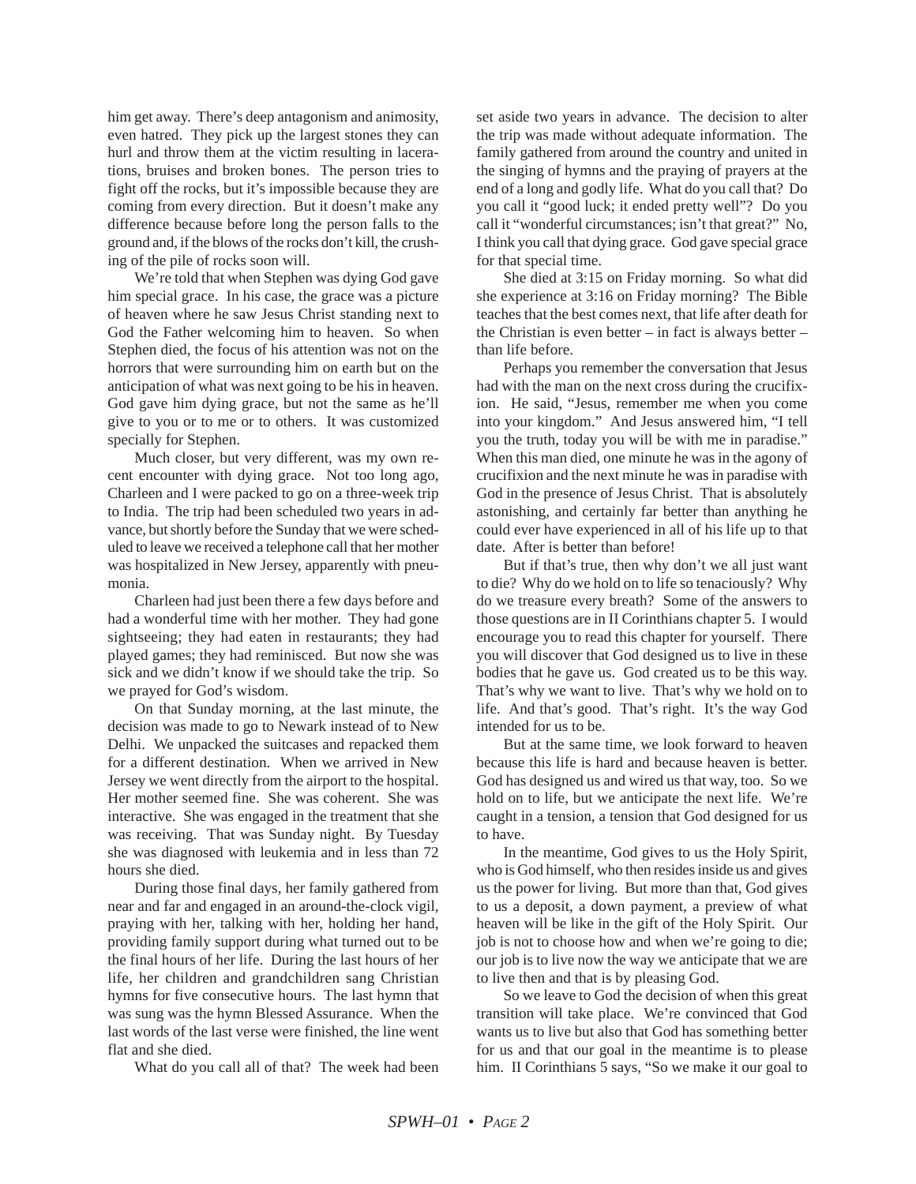him get away. There's deep antagonism and animosity, even hatred. They pick up the largest stones they can hurl and throw them at the victim resulting in lacerations, bruises and broken bones. The person tries to fight off the rocks, but it's impossible because they are coming from every direction. But it doesn't make any difference because before long the person falls to the ground and, if the blows of the rocks don't kill, the crushing of the pile of rocks soon will.

We're told that when Stephen was dying God gave him special grace. In his case, the grace was a picture of heaven where he saw Jesus Christ standing next to God the Father welcoming him to heaven. So when Stephen died, the focus of his attention was not on the horrors that were surrounding him on earth but on the anticipation of what was next going to be his in heaven. God gave him dying grace, but not the same as he'll give to you or to me or to others. It was customized specially for Stephen.

Much closer, but very different, was my own recent encounter with dying grace. Not too long ago, Charleen and I were packed to go on a three-week trip to India. The trip had been scheduled two years in advance, but shortly before the Sunday that we were scheduled to leave we received a telephone call that her mother was hospitalized in New Jersey, apparently with pneumonia.

Charleen had just been there a few days before and had a wonderful time with her mother. They had gone sightseeing; they had eaten in restaurants; they had played games; they had reminisced. But now she was sick and we didn't know if we should take the trip. So we prayed for God's wisdom.

On that Sunday morning, at the last minute, the decision was made to go to Newark instead of to New Delhi. We unpacked the suitcases and repacked them for a different destination. When we arrived in New Jersey we went directly from the airport to the hospital. Her mother seemed fine. She was coherent. She was interactive. She was engaged in the treatment that she was receiving. That was Sunday night. By Tuesday she was diagnosed with leukemia and in less than 72 hours she died.

During those final days, her family gathered from near and far and engaged in an around-the-clock vigil, praying with her, talking with her, holding her hand, providing family support during what turned out to be the final hours of her life. During the last hours of her life, her children and grandchildren sang Christian hymns for five consecutive hours. The last hymn that was sung was the hymn Blessed Assurance. When the last words of the last verse were finished, the line went flat and she died.

What do you call all of that? The week had been set aside two years in advance. The decision to alter the trip was made without adequate information. The family gathered from around the country and united in the singing of hymns and the praying of prayers at the end of a long and godly life. What do you call that? Do you call it "good luck; it ended pretty well"? Do you call it "wonderful circumstances; isn't that great?" No, I think you call that dying grace. God gave special grace for that special time.

She died at 3:15 on Friday morning. So what did she experience at 3:16 on Friday morning? The Bible teaches that the best comes next, that life after death for the Christian is even better – in fact is always better – than life before.

Perhaps you remember the conversation that Jesus had with the man on the next cross during the crucifixion. He said, "Jesus, remember me when you come into your kingdom." And Jesus answered him, "I tell you the truth, today you will be with me in paradise." When this man died, one minute he was in the agony of crucifixion and the next minute he was in paradise with God in the presence of Jesus Christ. That is absolutely astonishing, and certainly far better than anything he could ever have experienced in all of his life up to that date. After is better than before!

But if that's true, then why don't we all just want to die? Why do we hold on to life so tenaciously? Why do we treasure every breath? Some of the answers to those questions are in II Corinthians chapter 5. I would encourage you to read this chapter for yourself. There you will discover that God designed us to live in these bodies that he gave us. God created us to be this way. That's why we want to live. That's why we hold on to life. And that's good. That's right. It's the way God intended for us to be.

But at the same time, we look forward to heaven because this life is hard and because heaven is better. God has designed us and wired us that way, too. So we hold on to life, but we anticipate the next life. We're caught in a tension, a tension that God designed for us to have.

In the meantime, God gives to us the Holy Spirit, who is God himself, who then resides inside us and gives us the power for living. But more than that, God gives to us a deposit, a down payment, a preview of what heaven will be like in the gift of the Holy Spirit. Our job is not to choose how and when we're going to die; our job is to live now the way we anticipate that we are to live then and that is by pleasing God.

So we leave to God the decision of when this great transition will take place. We're convinced that God wants us to live but also that God has something better for us and that our goal in the meantime is to please him. II Corinthians 5 says, "So we make it our goal to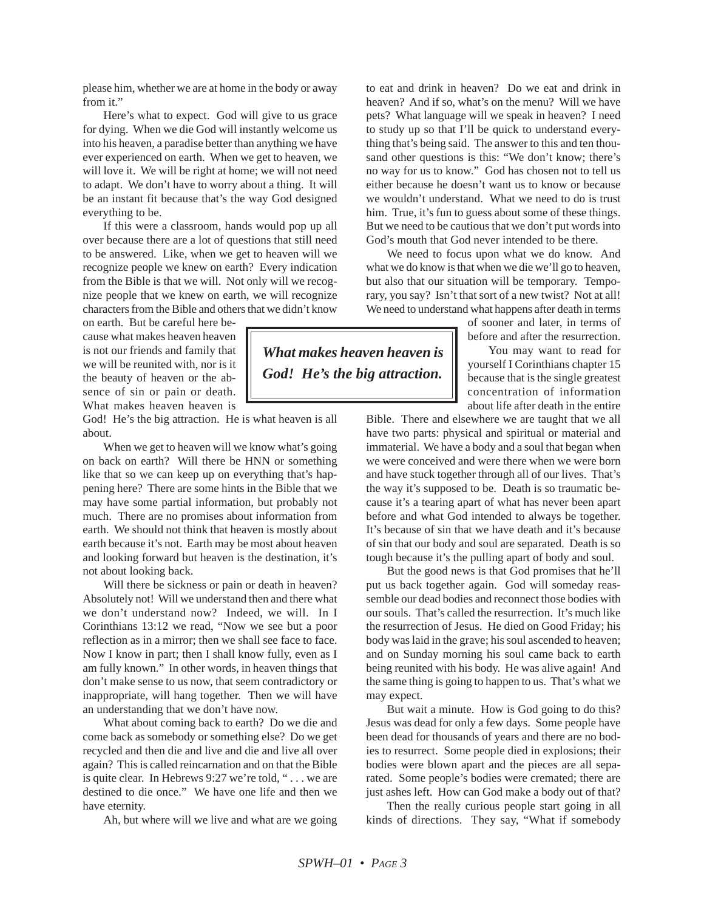please him, whether we are at home in the body or away from it."

Here's what to expect. God will give to us grace for dying. When we die God will instantly welcome us into his heaven, a paradise better than anything we have ever experienced on earth. When we get to heaven, we will love it. We will be right at home; we will not need to adapt. We don't have to worry about a thing. It will be an instant fit because that's the way God designed everything to be.

If this were a classroom, hands would pop up all over because there are a lot of questions that still need to be answered. Like, when we get to heaven will we recognize people we knew on earth? Every indication from the Bible is that we will. Not only will we recognize people that we knew on earth, we will recognize characters from the Bible and others that we didn't know on earth. But be careful here because what makes heaven heaven is not our friends and family that we will be reunited with, nor is it the beauty of heaven or the absence of sin or pain or death. What makes heaven heaven is God! He's the big attraction. He is what heaven is all about.

***What makes heaven heaven is God! He's the big attraction.***

When we get to heaven will we know what's going on back on earth? Will there be HNN or something like that so we can keep up on everything that's happening here? There are some hints in the Bible that we may have some partial information, but probably not much. There are no promises about information from earth. We should not think that heaven is mostly about earth because it's not. Earth may be most about heaven and looking forward but heaven is the destination, it's not about looking back.

Will there be sickness or pain or death in heaven? Absolutely not! Will we understand then and there what we don't understand now? Indeed, we will. In I Corinthians 13:12 we read, "Now we see but a poor reflection as in a mirror; then we shall see face to face. Now I know in part; then I shall know fully, even as I am fully known." In other words, in heaven things that don't make sense to us now, that seem contradictory or inappropriate, will hang together. Then we will have an understanding that we don't have now.

What about coming back to earth? Do we die and come back as somebody or something else? Do we get recycled and then die and live and die and live all over again? This is called reincarnation and on that the Bible is quite clear. In Hebrews 9:27 we're told, " . . . we are destined to die once." We have one life and then we have eternity.

Ah, but where will we live and what are we going to eat and drink in heaven? Do we eat and drink in heaven? And if so, what's on the menu? Will we have pets? What language will we speak in heaven? I need to study up so that I'll be quick to understand everything that's being said. The answer to this and ten thousand other questions is this: "We don't know; there's no way for us to know." God has chosen not to tell us either because he doesn't want us to know or because we wouldn't understand. What we need to do is trust him. True, it's fun to guess about some of these things. But we need to be cautious that we don't put words into God's mouth that God never intended to be there.

We need to focus upon what we do know. And what we do know is that when we die we'll go to heaven, but also that our situation will be temporary. Temporary, you say? Isn't that sort of a new twist? Not at all! We need to understand what happens after death in terms of sooner and later, in terms of before and after the resurrection.

You may want to read for yourself I Corinthians chapter 15 because that is the single greatest concentration of information about life after death in the entire Bible. There and elsewhere we are taught that we all have two parts: physical and spiritual or material and immaterial. We have a body and a soul that began when we were conceived and were there when we were born and have stuck together through all of our lives. That's the way it's supposed to be. Death is so traumatic because it's a tearing apart of what has never been apart before and what God intended to always be together. It's because of sin that we have death and it's because of sin that our body and soul are separated. Death is so tough because it's the pulling apart of body and soul.

But the good news is that God promises that he'll put us back together again. God will someday reassemble our dead bodies and reconnect those bodies with our souls. That's called the resurrection. It's much like the resurrection of Jesus. He died on Good Friday; his body was laid in the grave; his soul ascended to heaven; and on Sunday morning his soul came back to earth being reunited with his body. He was alive again! And the same thing is going to happen to us. That's what we may expect.

But wait a minute. How is God going to do this? Jesus was dead for only a few days. Some people have been dead for thousands of years and there are no bodies to resurrect. Some people died in explosions; their bodies were blown apart and the pieces are all separated. Some people's bodies were cremated; there are just ashes left. How can God make a body out of that?

Then the really curious people start going in all kinds of directions. They say, "What if somebody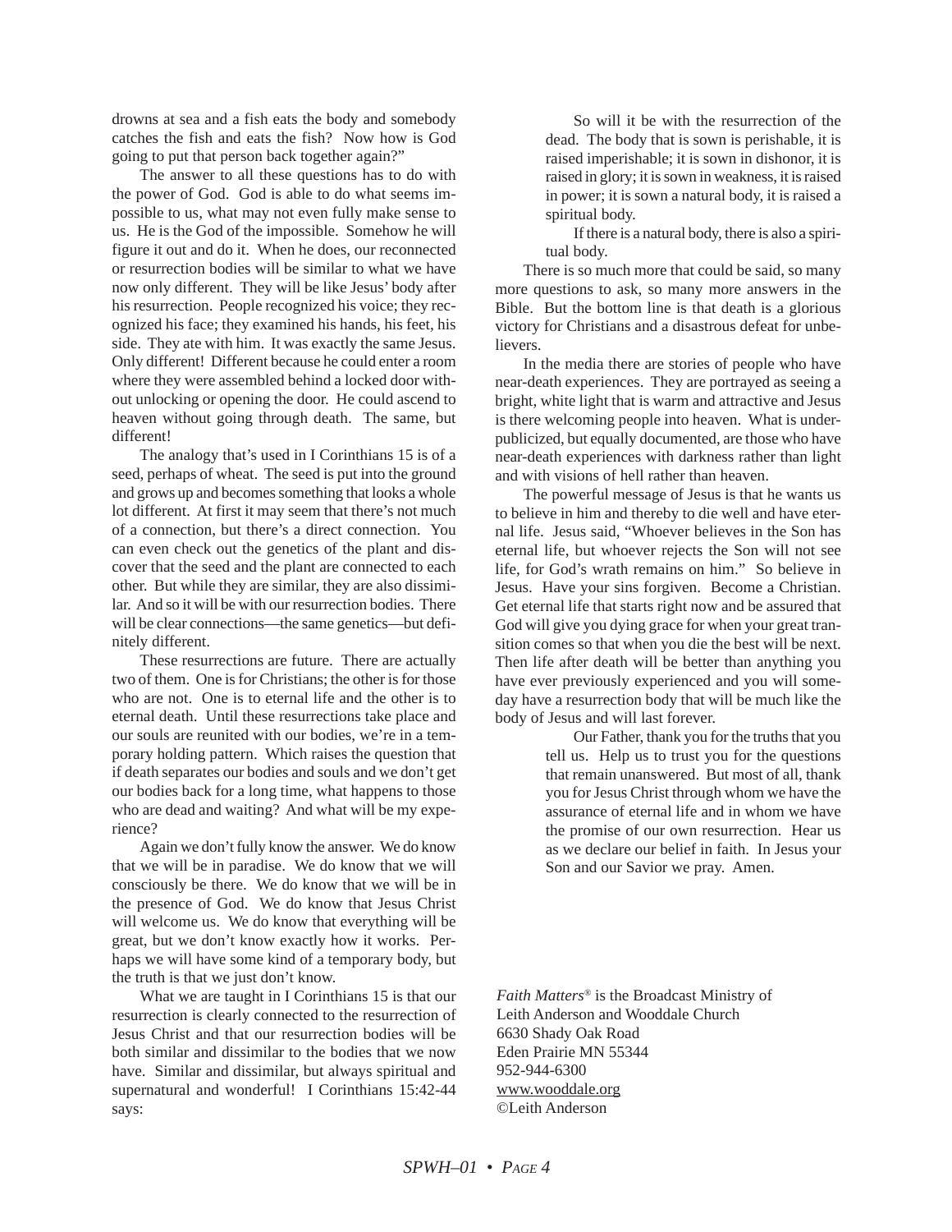drowns at sea and a fish eats the body and somebody catches the fish and eats the fish? Now how is God going to put that person back together again?"

The answer to all these questions has to do with the power of God. God is able to do what seems impossible to us, what may not even fully make sense to us. He is the God of the impossible. Somehow he will figure it out and do it. When he does, our reconnected or resurrection bodies will be similar to what we have now only different. They will be like Jesus' body after his resurrection. People recognized his voice; they recognized his face; they examined his hands, his feet, his side. They ate with him. It was exactly the same Jesus. Only different! Different because he could enter a room where they were assembled behind a locked door without unlocking or opening the door. He could ascend to heaven without going through death. The same, but different!

The analogy that's used in I Corinthians 15 is of a seed, perhaps of wheat. The seed is put into the ground and grows up and becomes something that looks a whole lot different. At first it may seem that there's not much of a connection, but there's a direct connection. You can even check out the genetics of the plant and discover that the seed and the plant are connected to each other. But while they are similar, they are also dissimilar. And so it will be with our resurrection bodies. There will be clear connections—the same genetics—but definitely different.

These resurrections are future. There are actually two of them. One is for Christians; the other is for those who are not. One is to eternal life and the other is to eternal death. Until these resurrections take place and our souls are reunited with our bodies, we're in a temporary holding pattern. Which raises the question that if death separates our bodies and souls and we don't get our bodies back for a long time, what happens to those who are dead and waiting? And what will be my experience?

Again we don't fully know the answer. We do know that we will be in paradise. We do know that we will consciously be there. We do know that we will be in the presence of God. We do know that Jesus Christ will welcome us. We do know that everything will be great, but we don't know exactly how it works. Perhaps we will have some kind of a temporary body, but the truth is that we just don't know.

What we are taught in I Corinthians 15 is that our resurrection is clearly connected to the resurrection of Jesus Christ and that our resurrection bodies will be both similar and dissimilar to the bodies that we now have. Similar and dissimilar, but always spiritual and supernatural and wonderful! I Corinthians 15:42-44 says:

> So will it be with the resurrection of the dead. The body that is sown is perishable, it is raised imperishable; it is sown in dishonor, it is raised in glory; it is sown in weakness, it is raised in power; it is sown a natural body, it is raised a spiritual body.
>
> If there is a natural body, there is also a spiritual body.

There is so much more that could be said, so many more questions to ask, so many more answers in the Bible. But the bottom line is that death is a glorious victory for Christians and a disastrous defeat for unbelievers.

In the media there are stories of people who have near-death experiences. They are portrayed as seeing a bright, white light that is warm and attractive and Jesus is there welcoming people into heaven. What is underpublicized, but equally documented, are those who have near-death experiences with darkness rather than light and with visions of hell rather than heaven.

The powerful message of Jesus is that he wants us to believe in him and thereby to die well and have eternal life. Jesus said, "Whoever believes in the Son has eternal life, but whoever rejects the Son will not see life, for God's wrath remains on him." So believe in Jesus. Have your sins forgiven. Become a Christian. Get eternal life that starts right now and be assured that God will give you dying grace for when your great transition comes so that when you die the best will be next. Then life after death will be better than anything you have ever previously experienced and you will someday have a resurrection body that will be much like the body of Jesus and will last forever.

> Our Father, thank you for the truths that you tell us. Help us to trust you for the questions that remain unanswered. But most of all, thank you for Jesus Christ through whom we have the assurance of eternal life and in whom we have the promise of our own resurrection. Hear us as we declare our belief in faith. In Jesus your Son and our Savior we pray. Amen.

*Faith Matters*® is the Broadcast Ministry of
Leith Anderson and Wooddale Church
6630 Shady Oak Road
Eden Prairie MN 55344
952-944-6300
www.wooddale.org
©Leith Anderson